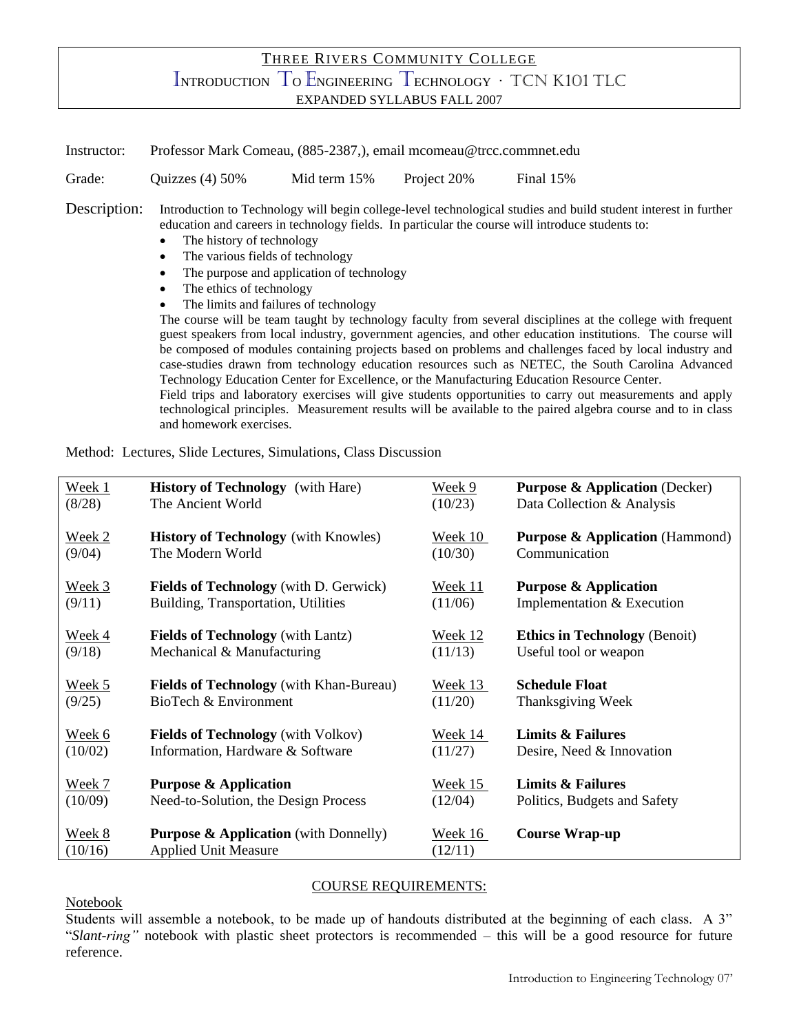# THREE RIVERS COMMUNITY COLLEGE

## INTRODUCTION TO ENGINEERING TECHNOLOGY · TCN K101 TLC

### EXPANDED SYLLABUS FALL 2007

Instructor: Professor Mark Comeau, (885-2387,), email mcomeau@trcc.commnet.edu

Grade: Quizzes (4) 50% Mid term 15% Project 20% Final 15%

Description: Introduction to Technology will begin college-level technological studies and build student interest in further education and careers in technology fields. In particular the course will introduce students to:

- The history of technology
- The various fields of technology
- The purpose and application of technology
- The ethics of technology
- The limits and failures of technology

The course will be team taught by technology faculty from several disciplines at the college with frequent guest speakers from local industry, government agencies, and other education institutions. The course will be composed of modules containing projects based on problems and challenges faced by local industry and case-studies drawn from technology education resources such as NETEC, the South Carolina Advanced Technology Education Center for Excellence, or the Manufacturing Education Resource Center.

Field trips and laboratory exercises will give students opportunities to carry out measurements and apply technological principles. Measurement results will be available to the paired algebra course and to in class and homework exercises.

Method: Lectures, Slide Lectures, Simulations, Class Discussion

| Week | Topic | Week | Topic |
|---|---|---|---|
| Week 1 (8/28) | **History of Technology** (with Hare) The Ancient World | Week 9 (10/23) | **Purpose & Application** (Decker) Data Collection & Analysis |
| Week 2 (9/04) | **History of Technology** (with Knowles) The Modern World | Week 10 (10/30) | **Purpose & Application** (Hammond) Communication |
| Week 3 (9/11) | **Fields of Technology** (with D. Gerwick) Building, Transportation, Utilities | Week 11 (11/06) | **Purpose & Application** Implementation & Execution |
| Week 4 (9/18) | **Fields of Technology** (with Lantz) Mechanical & Manufacturing | Week 12 (11/13) | **Ethics in Technology** (Benoit) Useful tool or weapon |
| Week 5 (9/25) | **Fields of Technology** (with Khan-Bureau) BioTech & Environment | Week 13 (11/20) | **Schedule Float** Thanksgiving Week |
| Week 6 (10/02) | **Fields of Technology** (with Volkov) Information, Hardware & Software | Week 14 (11/27) | **Limits & Failures** Desire, Need & Innovation |
| Week 7 (10/09) | **Purpose & Application** Need-to-Solution, the Design Process | Week 15 (12/04) | **Limits & Failures** Politics, Budgets and Safety |
| Week 8 (10/16) | **Purpose & Application** (with Donnelly) Applied Unit Measure | Week 16 (12/11) | **Course Wrap-up** |

## COURSE REQUIREMENTS:

### Notebook

Students will assemble a notebook, to be made up of handouts distributed at the beginning of each class. A 3" "*Slant-ring"* notebook with plastic sheet protectors is recommended – this will be a good resource for future reference.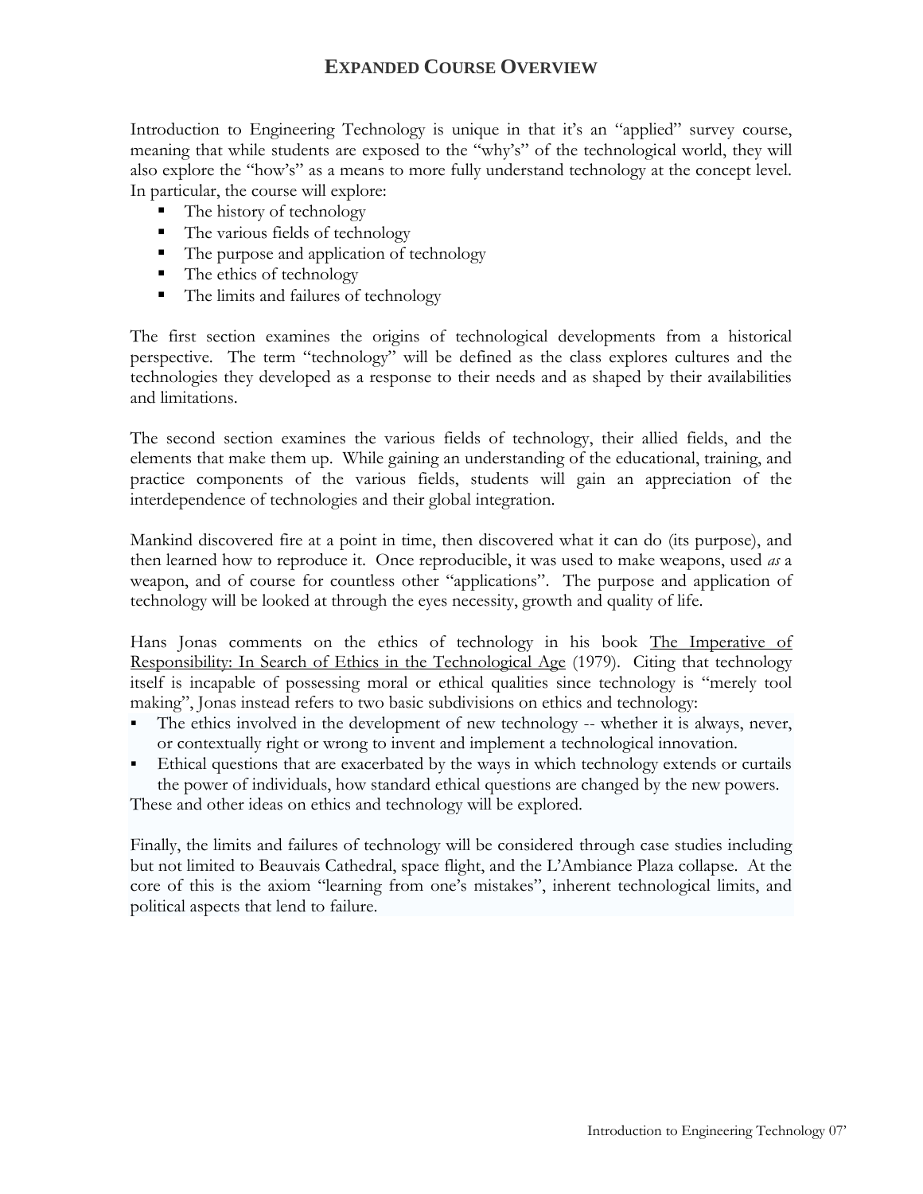# Expanded Course Overview

Introduction to Engineering Technology is unique in that it's an "applied" survey course, meaning that while students are exposed to the "why's" of the technological world, they will also explore the "how's" as a means to more fully understand technology at the concept level. In particular, the course will explore:

- The history of technology
- The various fields of technology
- The purpose and application of technology
- The ethics of technology
- The limits and failures of technology

The first section examines the origins of technological developments from a historical perspective. The term "technology" will be defined as the class explores cultures and the technologies they developed as a response to their needs and as shaped by their availabilities and limitations.

The second section examines the various fields of technology, their allied fields, and the elements that make them up. While gaining an understanding of the educational, training, and practice components of the various fields, students will gain an appreciation of the interdependence of technologies and their global integration.

Mankind discovered fire at a point in time, then discovered what it can do (its purpose), and then learned how to reproduce it. Once reproducible, it was used to make weapons, used *as* a weapon, and of course for countless other "applications". The purpose and application of technology will be looked at through the eyes necessity, growth and quality of life.

Hans Jonas comments on the ethics of technology in his book The Imperative of Responsibility: In Search of Ethics in the Technological Age (1979). Citing that technology itself is incapable of possessing moral or ethical qualities since technology is "merely tool making", Jonas instead refers to two basic subdivisions on ethics and technology:

- The ethics involved in the development of new technology -- whether it is always, never, or contextually right or wrong to invent and implement a technological innovation.
- Ethical questions that are exacerbated by the ways in which technology extends or curtails the power of individuals, how standard ethical questions are changed by the new powers.

These and other ideas on ethics and technology will be explored.

Finally, the limits and failures of technology will be considered through case studies including but not limited to Beauvais Cathedral, space flight, and the L'Ambiance Plaza collapse. At the core of this is the axiom "learning from one's mistakes", inherent technological limits, and political aspects that lend to failure.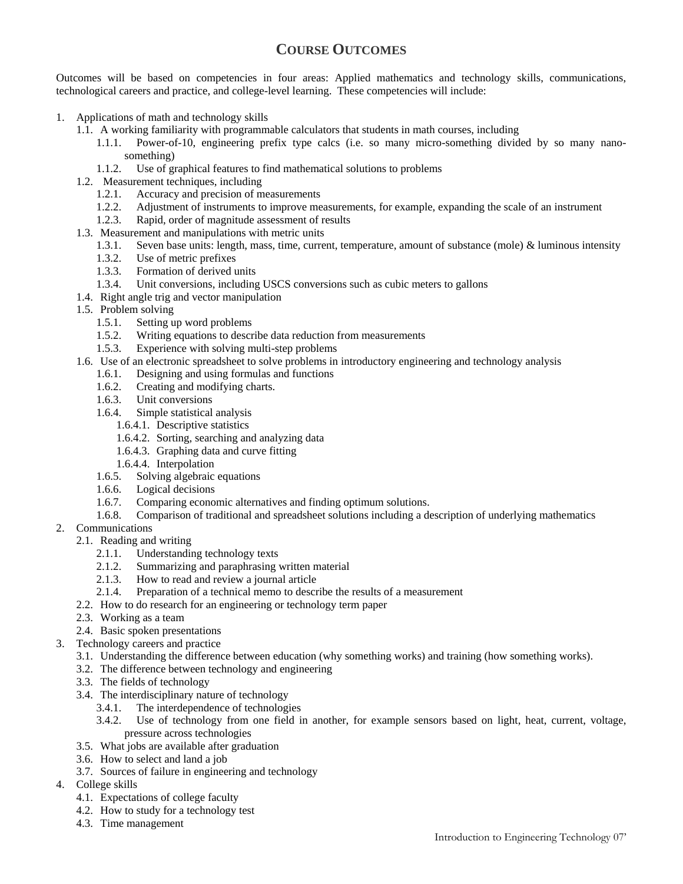## COURSE OUTCOMES

Outcomes will be based on competencies in four areas: Applied mathematics and technology skills, communications, technological careers and practice, and college-level learning. These competencies will include:

1. Applications of math and technology skills
   - 1.1. A working familiarity with programmable calculators that students in math courses, including
     - 1.1.1. Power-of-10, engineering prefix type calcs (i.e. so many micro-something divided by so many nano-something)
     - 1.1.2. Use of graphical features to find mathematical solutions to problems
   - 1.2. Measurement techniques, including
     - 1.2.1. Accuracy and precision of measurements
     - 1.2.2. Adjustment of instruments to improve measurements, for example, expanding the scale of an instrument
     - 1.2.3. Rapid, order of magnitude assessment of results
   - 1.3. Measurement and manipulations with metric units
     - 1.3.1. Seven base units: length, mass, time, current, temperature, amount of substance (mole) & luminous intensity
     - 1.3.2. Use of metric prefixes
     - 1.3.3. Formation of derived units
     - 1.3.4. Unit conversions, including USCS conversions such as cubic meters to gallons
   - 1.4. Right angle trig and vector manipulation
   - 1.5. Problem solving
     - 1.5.1. Setting up word problems
     - 1.5.2. Writing equations to describe data reduction from measurements
     - 1.5.3. Experience with solving multi-step problems
   - 1.6. Use of an electronic spreadsheet to solve problems in introductory engineering and technology analysis
     - 1.6.1. Designing and using formulas and functions
     - 1.6.2. Creating and modifying charts.
     - 1.6.3. Unit conversions
     - 1.6.4. Simple statistical analysis
       - 1.6.4.1. Descriptive statistics
       - 1.6.4.2. Sorting, searching and analyzing data
       - 1.6.4.3. Graphing data and curve fitting
       - 1.6.4.4. Interpolation
     - 1.6.5. Solving algebraic equations
     - 1.6.6. Logical decisions
     - 1.6.7. Comparing economic alternatives and finding optimum solutions.
     - 1.6.8. Comparison of traditional and spreadsheet solutions including a description of underlying mathematics
2. Communications
   - 2.1. Reading and writing
     - 2.1.1. Understanding technology texts
     - 2.1.2. Summarizing and paraphrasing written material
     - 2.1.3. How to read and review a journal article
     - 2.1.4. Preparation of a technical memo to describe the results of a measurement
   - 2.2. How to do research for an engineering or technology term paper
   - 2.3. Working as a team
   - 2.4. Basic spoken presentations
3. Technology careers and practice
   - 3.1. Understanding the difference between education (why something works) and training (how something works).
   - 3.2. The difference between technology and engineering
   - 3.3. The fields of technology
   - 3.4. The interdisciplinary nature of technology
     - 3.4.1. The interdependence of technologies
     - 3.4.2. Use of technology from one field in another, for example sensors based on light, heat, current, voltage, pressure across technologies
   - 3.5. What jobs are available after graduation
   - 3.6. How to select and land a job
   - 3.7. Sources of failure in engineering and technology
4. College skills
   - 4.1. Expectations of college faculty
   - 4.2. How to study for a technology test
   - 4.3. Time management